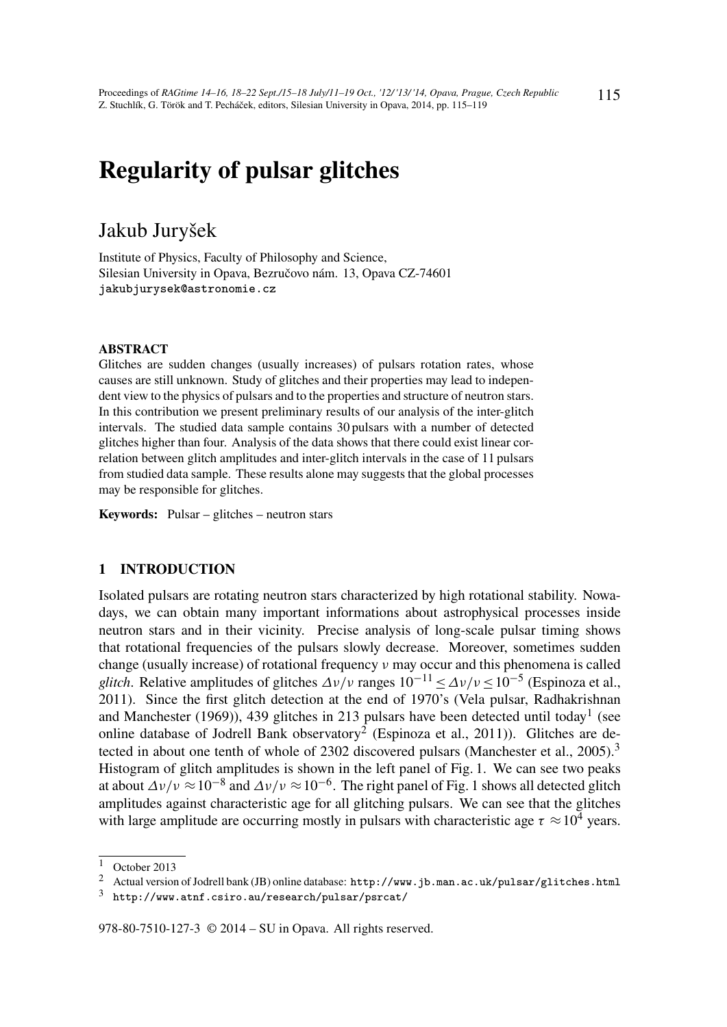# Regularity of pulsar glitches

Jakub Juryšek

Institute of Physics, Faculty of Philosophy and Science,
Silesian University in Opava, Bezručovo nám. 13, Opava CZ-74601
jakubjurysek@astronomie.cz

**ABSTRACT**

Glitches are sudden changes (usually increases) of pulsars rotation rates, whose causes are still unknown. Study of glitches and their properties may lead to independent view to the physics of pulsars and to the properties and structure of neutron stars. In this contribution we present preliminary results of our analysis of the inter-glitch intervals. The studied data sample contains 30 pulsars with a number of detected glitches higher than four. Analysis of the data shows that there could exist linear correlation between glitch amplitudes and inter-glitch intervals in the case of 11 pulsars from studied data sample. These results alone may suggests that the global processes may be responsible for glitches.

**Keywords:** Pulsar – glitches – neutron stars

## 1 INTRODUCTION

Isolated pulsars are rotating neutron stars characterized by high rotational stability. Nowadays, we can obtain many important informations about astrophysical processes inside neutron stars and in their vicinity. Precise analysis of long-scale pulsar timing shows that rotational frequencies of the pulsars slowly decrease. Moreover, sometimes sudden change (usually increase) of rotational frequency $\nu$ may occur and this phenomena is called *glitch*. Relative amplitudes of glitches $\Delta\nu/\nu$ ranges $10^{-11} \leq \Delta\nu/\nu \leq 10^{-5}$ (Espinoza et al., 2011). Since the first glitch detection at the end of 1970's (Vela pulsar, Radhakrishnan and Manchester (1969)), 439 glitches in 213 pulsars have been detected until today[1] (see online database of Jodrell Bank observatory[2] (Espinoza et al., 2011)). Glitches are detected in about one tenth of whole of 2302 discovered pulsars (Manchester et al., 2005).[3] Histogram of glitch amplitudes is shown in the left panel of Fig. 1. We can see two peaks at about $\Delta\nu/\nu \approx 10^{-8}$ and $\Delta\nu/\nu \approx 10^{-6}$. The right panel of Fig. 1 shows all detected glitch amplitudes against characteristic age for all glitching pulsars. We can see that the glitches with large amplitude are occurring mostly in pulsars with characteristic age $\tau \approx 10^4$ years.

[1] October 2013

[2] Actual version of Jodrell bank (JB) online database: http://www.jb.man.ac.uk/pulsar/glitches.html

[3] http://www.atnf.csiro.au/research/pulsar/psrcat/

978-80-7510-127-3 © 2014 – SU in Opava. All rights reserved.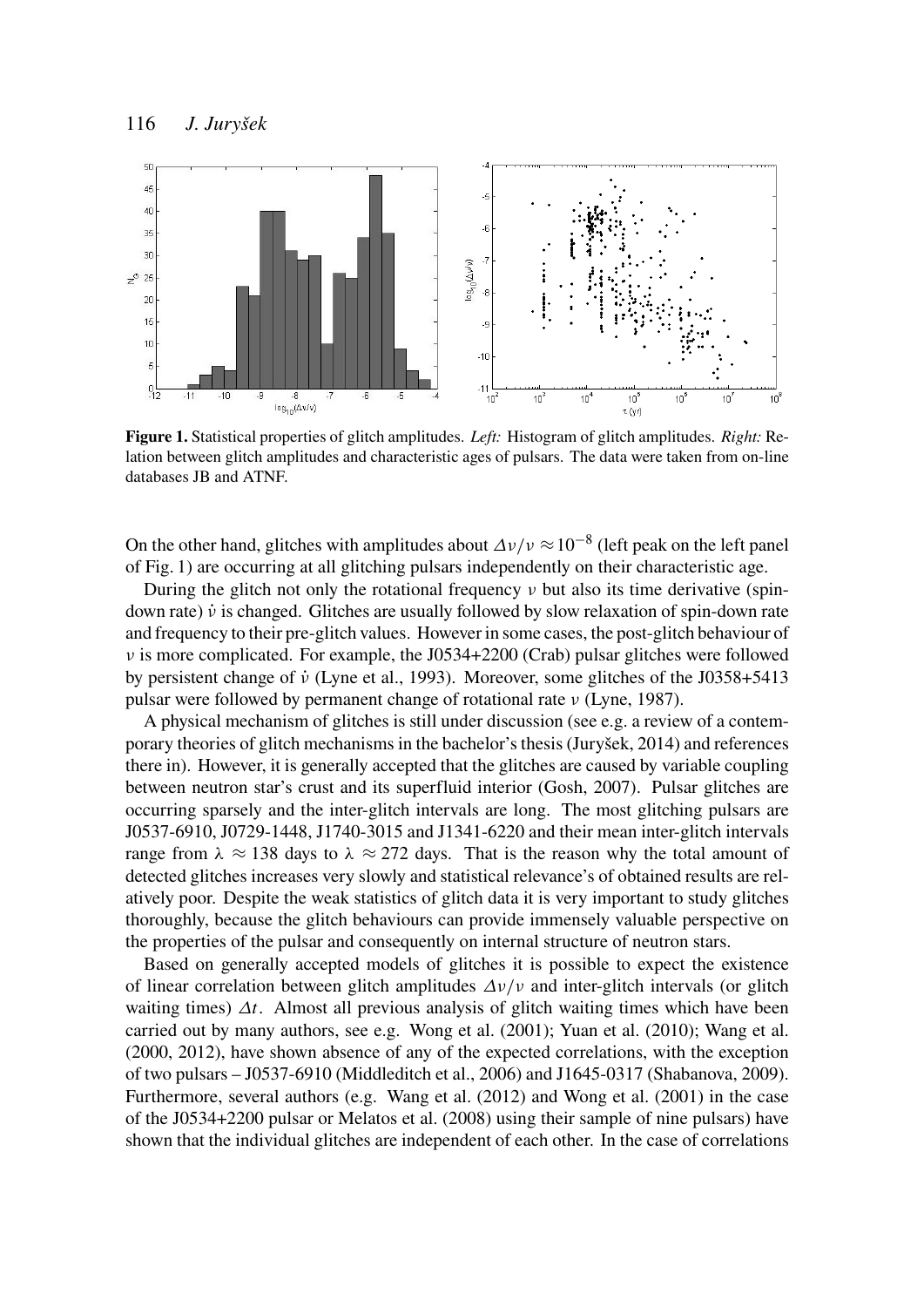**Figure 1.** Statistical properties of glitch amplitudes. *Left:* Histogram of glitch amplitudes. *Right:* Relation between glitch amplitudes and characteristic ages of pulsars. The data were taken from on-line databases JB and ATNF.

On the other hand, glitches with amplitudes about $\Delta\nu/\nu \approx 10^{-8}$ (left peak on the left panel of Fig. 1) are occurring at all glitching pulsars independently on their characteristic age.

During the glitch not only the rotational frequency $\nu$ but also its time derivative (spin-down rate) $\dot{\nu}$ is changed. Glitches are usually followed by slow relaxation of spin-down rate and frequency to their pre-glitch values. However in some cases, the post-glitch behaviour of $\nu$ is more complicated. For example, the J0534+2200 (Crab) pulsar glitches were followed by persistent change of $\dot{\nu}$ (Lyne et al., 1993). Moreover, some glitches of the J0358+5413 pulsar were followed by permanent change of rotational rate $\nu$ (Lyne, 1987).

A physical mechanism of glitches is still under discussion (see e.g. a review of a contemporary theories of glitch mechanisms in the bachelor's thesis (Juryšek, 2014) and references there in). However, it is generally accepted that the glitches are caused by variable coupling between neutron star's crust and its superfluid interior (Gosh, 2007). Pulsar glitches are occurring sparsely and the inter-glitch intervals are long. The most glitching pulsars are J0537-6910, J0729-1448, J1740-3015 and J1341-6220 and their mean inter-glitch intervals range from $\lambda \approx 138$ days to $\lambda \approx 272$ days. That is the reason why the total amount of detected glitches increases very slowly and statistical relevance's of obtained results are relatively poor. Despite the weak statistics of glitch data it is very important to study glitches thoroughly, because the glitch behaviours can provide immensely valuable perspective on the properties of the pulsar and consequently on internal structure of neutron stars.

Based on generally accepted models of glitches it is possible to expect the existence of linear correlation between glitch amplitudes $\Delta\nu/\nu$ and inter-glitch intervals (or glitch waiting times) $\Delta t$. Almost all previous analysis of glitch waiting times which have been carried out by many authors, see e.g. Wong et al. (2001); Yuan et al. (2010); Wang et al. (2000, 2012), have shown absence of any of the expected correlations, with the exception of two pulsars – J0537-6910 (Middleditch et al., 2006) and J1645-0317 (Shabanova, 2009). Furthermore, several authors (e.g. Wang et al. (2012) and Wong et al. (2001) in the case of the J0534+2200 pulsar or Melatos et al. (2008) using their sample of nine pulsars) have shown that the individual glitches are independent of each other. In the case of correlations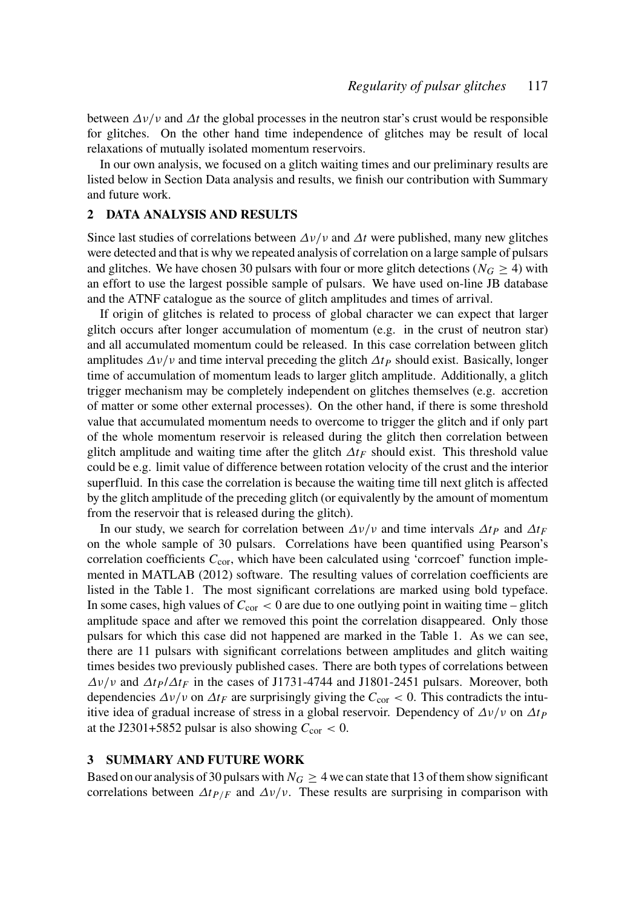between $\Delta\nu/\nu$ and $\Delta t$ the global processes in the neutron star's crust would be responsible for glitches. On the other hand time independence of glitches may be result of local relaxations of mutually isolated momentum reservoirs.

In our own analysis, we focused on a glitch waiting times and our preliminary results are listed below in Section Data analysis and results, we finish our contribution with Summary and future work.

## 2 DATA ANALYSIS AND RESULTS

Since last studies of correlations between $\Delta\nu/\nu$ and $\Delta t$ were published, many new glitches were detected and that is why we repeated analysis of correlation on a large sample of pulsars and glitches. We have chosen 30 pulsars with four or more glitch detections ($N_G \geq 4$) with an effort to use the largest possible sample of pulsars. We have used on-line JB database and the ATNF catalogue as the source of glitch amplitudes and times of arrival.

If origin of glitches is related to process of global character we can expect that larger glitch occurs after longer accumulation of momentum (e.g. in the crust of neutron star) and all accumulated momentum could be released. In this case correlation between glitch amplitudes $\Delta\nu/\nu$ and time interval preceding the glitch $\Delta t_P$ should exist. Basically, longer time of accumulation of momentum leads to larger glitch amplitude. Additionally, a glitch trigger mechanism may be completely independent on glitches themselves (e.g. accretion of matter or some other external processes). On the other hand, if there is some threshold value that accumulated momentum needs to overcome to trigger the glitch and if only part of the whole momentum reservoir is released during the glitch then correlation between glitch amplitude and waiting time after the glitch $\Delta t_F$ should exist. This threshold value could be e.g. limit value of difference between rotation velocity of the crust and the interior superfluid. In this case the correlation is because the waiting time till next glitch is affected by the glitch amplitude of the preceding glitch (or equivalently by the amount of momentum from the reservoir that is released during the glitch).

In our study, we search for correlation between $\Delta\nu/\nu$ and time intervals $\Delta t_P$ and $\Delta t_F$ on the whole sample of 30 pulsars. Correlations have been quantified using Pearson's correlation coefficients $C_{\mathrm{cor}}$, which have been calculated using 'corrcoef' function implemented in MATLAB (2012) software. The resulting values of correlation coefficients are listed in the Table 1. The most significant correlations are marked using bold typeface. In some cases, high values of $C_{\mathrm{cor}} < 0$ are due to one outlying point in waiting time – glitch amplitude space and after we removed this point the correlation disappeared. Only those pulsars for which this case did not happened are marked in the Table 1. As we can see, there are 11 pulsars with significant correlations between amplitudes and glitch waiting times besides two previously published cases. There are both types of correlations between $\Delta\nu/\nu$ and $\Delta t_P/\Delta t_F$ in the cases of J1731-4744 and J1801-2451 pulsars. Moreover, both dependencies $\Delta\nu/\nu$ on $\Delta t_F$ are surprisingly giving the $C_{\mathrm{cor}} < 0$. This contradicts the intuitive idea of gradual increase of stress in a global reservoir. Dependency of $\Delta\nu/\nu$ on $\Delta t_P$ at the J2301+5852 pulsar is also showing $C_{\mathrm{cor}} < 0$.

## 3 SUMMARY AND FUTURE WORK

Based on our analysis of 30 pulsars with $N_G \geq 4$ we can state that 13 of them show significant correlations between $\Delta t_{P/F}$ and $\Delta\nu/\nu$. These results are surprising in comparison with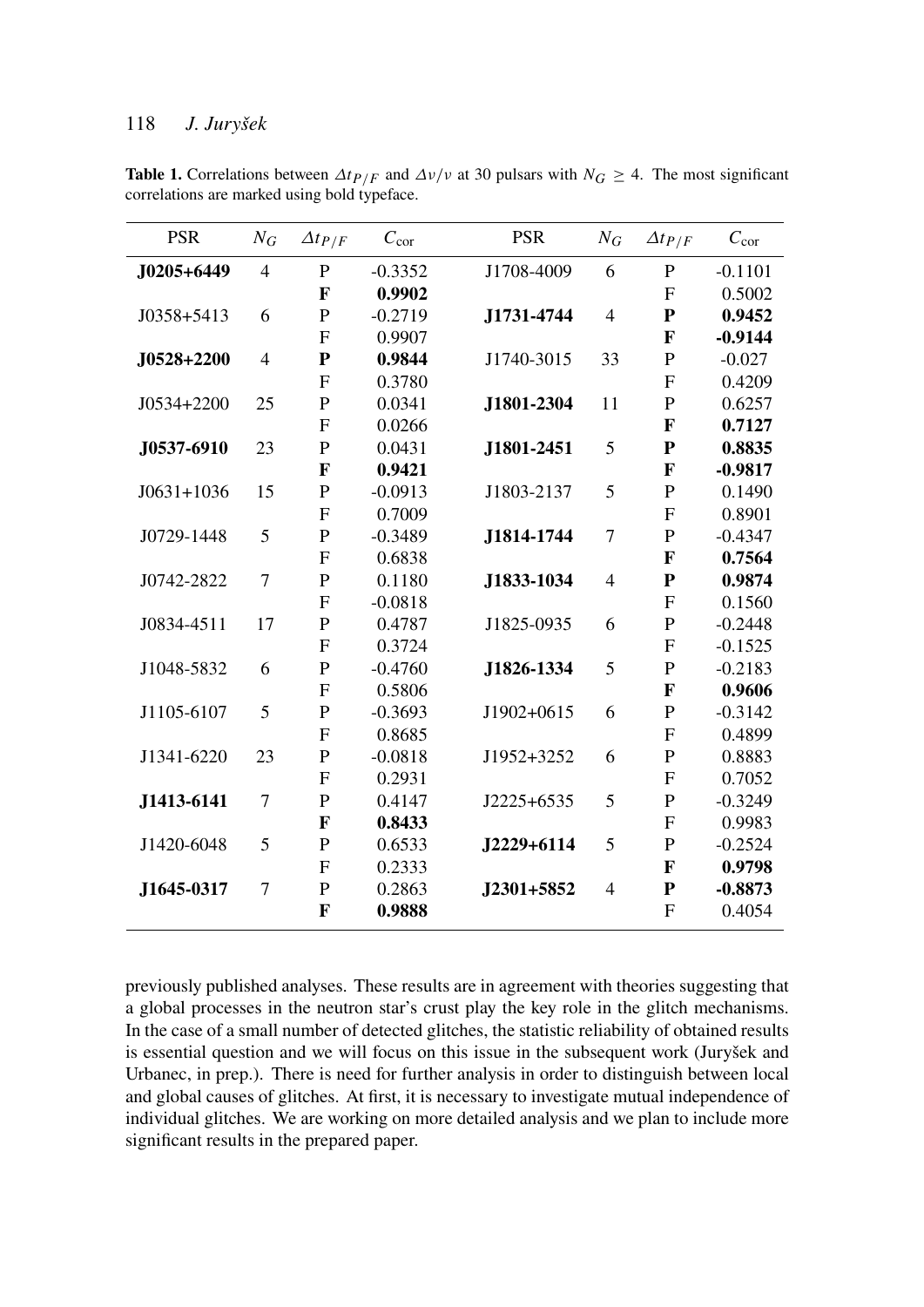**Table 1.** Correlations between $\Delta t_{P/F}$ and $\Delta\nu/\nu$ at 30 pulsars with $N_G \geq 4$. The most significant correlations are marked using bold typeface.

| PSR | $N_G$ | $\Delta t_{P/F}$ | $C_{\rm cor}$ | PSR | $N_G$ | $\Delta t_{P/F}$ | $C_{\rm cor}$ |
|---|---|---|---|---|---|---|---|
| **J0205+6449** | 4 | P | -0.3352 | J1708-4009 | 6 | P | -0.1101 |
| | | **F** | **0.9902** | | | F | 0.5002 |
| J0358+5413 | 6 | P | -0.2719 | **J1731-4744** | 4 | **P** | **0.9452** |
| | | F | 0.9907 | | | **F** | **-0.9144** |
| **J0528+2200** | 4 | **P** | **0.9844** | J1740-3015 | 33 | P | -0.027 |
| | | F | 0.3780 | | | F | 0.4209 |
| J0534+2200 | 25 | P | 0.0341 | **J1801-2304** | 11 | P | 0.6257 |
| | | F | 0.0266 | | | **F** | **0.7127** |
| **J0537-6910** | 23 | P | 0.0431 | **J1801-2451** | 5 | **P** | **0.8835** |
| | | **F** | **0.9421** | | | **F** | **-0.9817** |
| J0631+1036 | 15 | P | -0.0913 | J1803-2137 | 5 | P | 0.1490 |
| | | F | 0.7009 | | | F | 0.8901 |
| J0729-1448 | 5 | P | -0.3489 | **J1814-1744** | 7 | P | -0.4347 |
| | | F | 0.6838 | | | **F** | **0.7564** |
| J0742-2822 | 7 | P | 0.1180 | **J1833-1034** | 4 | **P** | **0.9874** |
| | | F | -0.0818 | | | F | 0.1560 |
| J0834-4511 | 17 | P | 0.4787 | J1825-0935 | 6 | P | -0.2448 |
| | | F | 0.3724 | | | F | -0.1525 |
| J1048-5832 | 6 | P | -0.4760 | **J1826-1334** | 5 | P | -0.2183 |
| | | F | 0.5806 | | | **F** | **0.9606** |
| J1105-6107 | 5 | P | -0.3693 | J1902+0615 | 6 | P | -0.3142 |
| | | F | 0.8685 | | | F | 0.4899 |
| J1341-6220 | 23 | P | -0.0818 | J1952+3252 | 6 | P | 0.8883 |
| | | F | 0.2931 | | | F | 0.7052 |
| **J1413-6141** | 7 | P | 0.4147 | J2225+6535 | 5 | P | -0.3249 |
| | | **F** | **0.8433** | | | F | 0.9983 |
| J1420-6048 | 5 | P | 0.6533 | **J2229+6114** | 5 | P | -0.2524 |
| | | F | 0.2333 | | | **F** | **0.9798** |
| **J1645-0317** | 7 | P | 0.2863 | **J2301+5852** | 4 | **P** | **-0.8873** |
| | | **F** | **0.9888** | | | F | 0.4054 |

previously published analyses. These results are in agreement with theories suggesting that a global processes in the neutron star's crust play the key role in the glitch mechanisms. In the case of a small number of detected glitches, the statistic reliability of obtained results is essential question and we will focus on this issue in the subsequent work (Juryšek and Urbanec, in prep.). There is need for further analysis in order to distinguish between local and global causes of glitches. At first, it is necessary to investigate mutual independence of individual glitches. We are working on more detailed analysis and we plan to include more significant results in the prepared paper.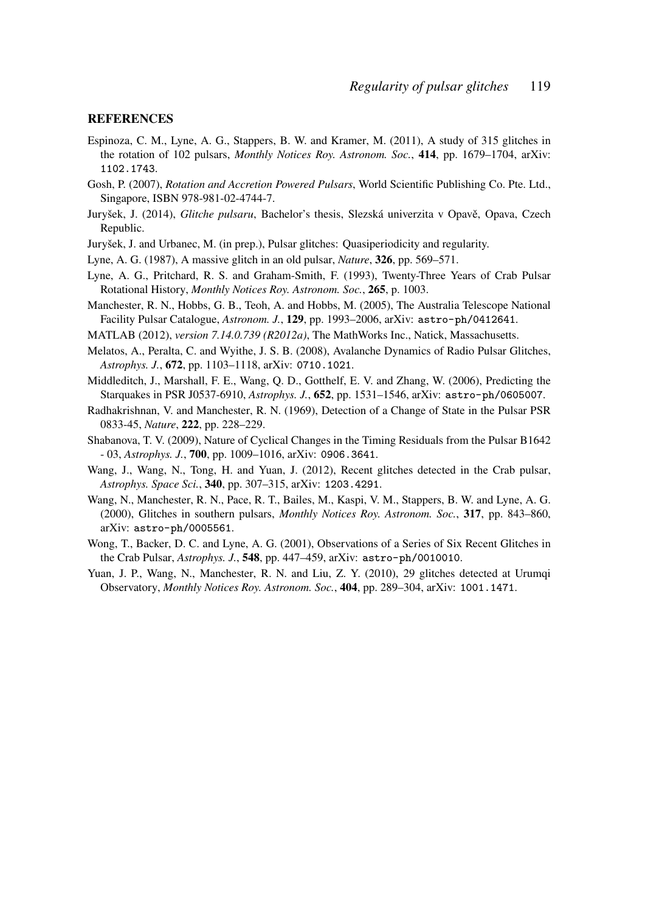## REFERENCES

Espinoza, C. M., Lyne, A. G., Stappers, B. W. and Kramer, M. (2011), A study of 315 glitches in the rotation of 102 pulsars, *Monthly Notices Roy. Astronom. Soc.*, **414**, pp. 1679–1704, arXiv: 1102.1743.

Gosh, P. (2007), *Rotation and Accretion Powered Pulsars*, World Scientific Publishing Co. Pte. Ltd., Singapore, ISBN 978-981-02-4744-7.

Juryšek, J. (2014), *Glitche pulsaru*, Bachelor's thesis, Slezská univerzita v Opavě, Opava, Czech Republic.

Juryšek, J. and Urbanec, M. (in prep.), Pulsar glitches: Quasiperiodicity and regularity.

Lyne, A. G. (1987), A massive glitch in an old pulsar, *Nature*, **326**, pp. 569–571.

Lyne, A. G., Pritchard, R. S. and Graham-Smith, F. (1993), Twenty-Three Years of Crab Pulsar Rotational History, *Monthly Notices Roy. Astronom. Soc.*, **265**, p. 1003.

Manchester, R. N., Hobbs, G. B., Teoh, A. and Hobbs, M. (2005), The Australia Telescope National Facility Pulsar Catalogue, *Astronom. J.*, **129**, pp. 1993–2006, arXiv: astro-ph/0412641.

MATLAB (2012), *version 7.14.0.739 (R2012a)*, The MathWorks Inc., Natick, Massachusetts.

Melatos, A., Peralta, C. and Wyithe, J. S. B. (2008), Avalanche Dynamics of Radio Pulsar Glitches, *Astrophys. J.*, **672**, pp. 1103–1118, arXiv: 0710.1021.

Middleditch, J., Marshall, F. E., Wang, Q. D., Gotthelf, E. V. and Zhang, W. (2006), Predicting the Starquakes in PSR J0537-6910, *Astrophys. J.*, **652**, pp. 1531–1546, arXiv: astro-ph/0605007.

Radhakrishnan, V. and Manchester, R. N. (1969), Detection of a Change of State in the Pulsar PSR 0833-45, *Nature*, **222**, pp. 228–229.

Shabanova, T. V. (2009), Nature of Cyclical Changes in the Timing Residuals from the Pulsar B1642 - 03, *Astrophys. J.*, **700**, pp. 1009–1016, arXiv: 0906.3641.

Wang, J., Wang, N., Tong, H. and Yuan, J. (2012), Recent glitches detected in the Crab pulsar, *Astrophys. Space Sci.*, **340**, pp. 307–315, arXiv: 1203.4291.

Wang, N., Manchester, R. N., Pace, R. T., Bailes, M., Kaspi, V. M., Stappers, B. W. and Lyne, A. G. (2000), Glitches in southern pulsars, *Monthly Notices Roy. Astronom. Soc.*, **317**, pp. 843–860, arXiv: astro-ph/0005561.

Wong, T., Backer, D. C. and Lyne, A. G. (2001), Observations of a Series of Six Recent Glitches in the Crab Pulsar, *Astrophys. J.*, **548**, pp. 447–459, arXiv: astro-ph/0010010.

Yuan, J. P., Wang, N., Manchester, R. N. and Liu, Z. Y. (2010), 29 glitches detected at Urumqi Observatory, *Monthly Notices Roy. Astronom. Soc.*, **404**, pp. 289–304, arXiv: 1001.1471.